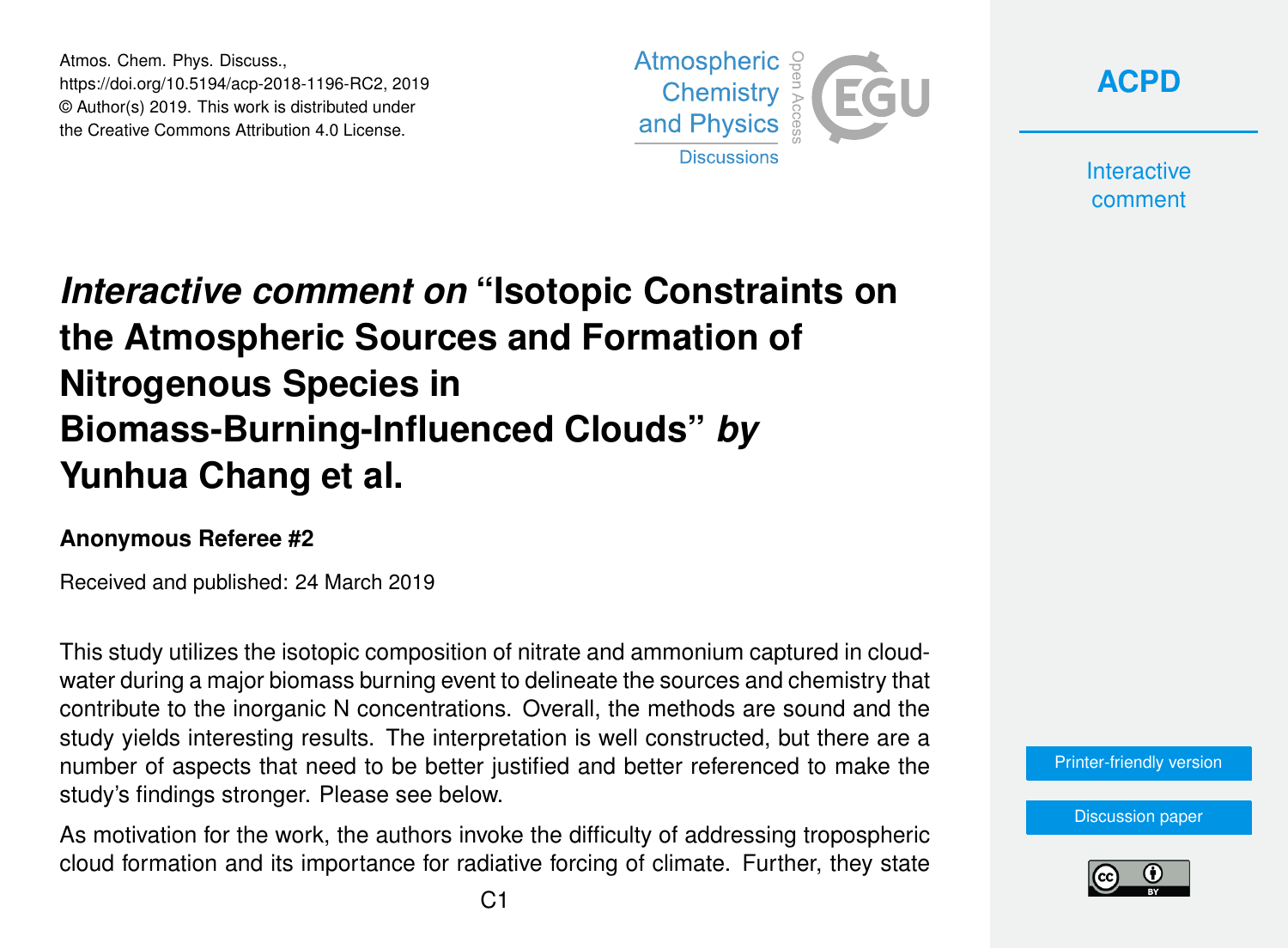# *Interactive comment on* "Isotopic Constraints on the Atmospheric Sources and Formation of Nitrogenous Species in Biomass-Burning-Influenced Clouds" *by* Yunhua Chang et al.

**Anonymous Referee #2**

Received and published: 24 March 2019

This study utilizes the isotopic composition of nitrate and ammonium captured in cloud-water during a major biomass burning event to delineate the sources and chemistry that contribute to the inorganic N concentrations. Overall, the methods are sound and the study yields interesting results. The interpretation is well constructed, but there are a number of aspects that need to be better justified and better referenced to make the study's findings stronger. Please see below.

As motivation for the work, the authors invoke the difficulty of addressing tropospheric cloud formation and its importance for radiative forcing of climate. Further, they state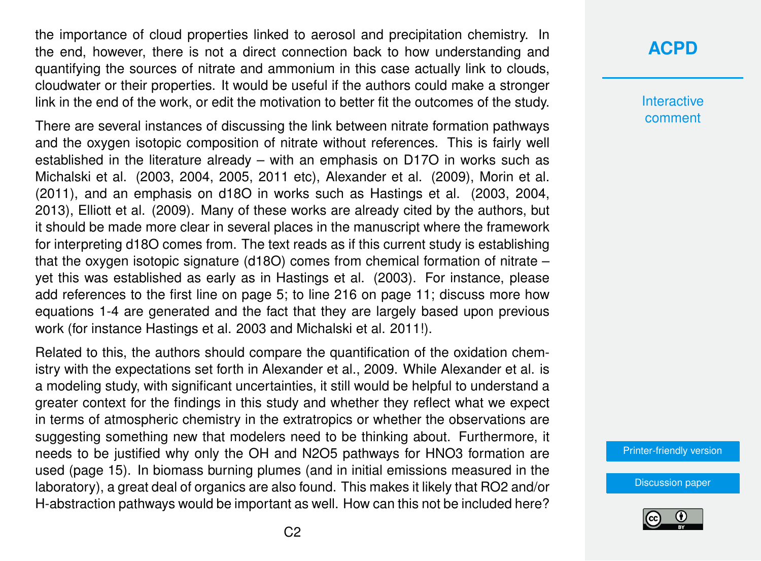the importance of cloud properties linked to aerosol and precipitation chemistry. In the end, however, there is not a direct connection back to how understanding and quantifying the sources of nitrate and ammonium in this case actually link to clouds, cloudwater or their properties. It would be useful if the authors could make a stronger link in the end of the work, or edit the motivation to better fit the outcomes of the study.

There are several instances of discussing the link between nitrate formation pathways and the oxygen isotopic composition of nitrate without references. This is fairly well established in the literature already – with an emphasis on D17O in works such as Michalski et al. (2003, 2004, 2005, 2011 etc), Alexander et al. (2009), Morin et al. (2011), and an emphasis on d18O in works such as Hastings et al. (2003, 2004, 2013), Elliott et al. (2009). Many of these works are already cited by the authors, but it should be made more clear in several places in the manuscript where the framework for interpreting d18O comes from. The text reads as if this current study is establishing that the oxygen isotopic signature (d18O) comes from chemical formation of nitrate – yet this was established as early as in Hastings et al. (2003). For instance, please add references to the first line on page 5; to line 216 on page 11; discuss more how equations 1-4 are generated and the fact that they are largely based upon previous work (for instance Hastings et al. 2003 and Michalski et al. 2011!).

Related to this, the authors should compare the quantification of the oxidation chemistry with the expectations set forth in Alexander et al., 2009. While Alexander et al. is a modeling study, with significant uncertainties, it still would be helpful to understand a greater context for the findings in this study and whether they reflect what we expect in terms of atmospheric chemistry in the extratropics or whether the observations are suggesting something new that modelers need to be thinking about. Furthermore, it needs to be justified why only the OH and N2O5 pathways for HNO3 formation are used (page 15). In biomass burning plumes (and in initial emissions measured in the laboratory), a great deal of organics are also found. This makes it likely that RO2 and/or H-abstraction pathways would be important as well. How can this not be included here?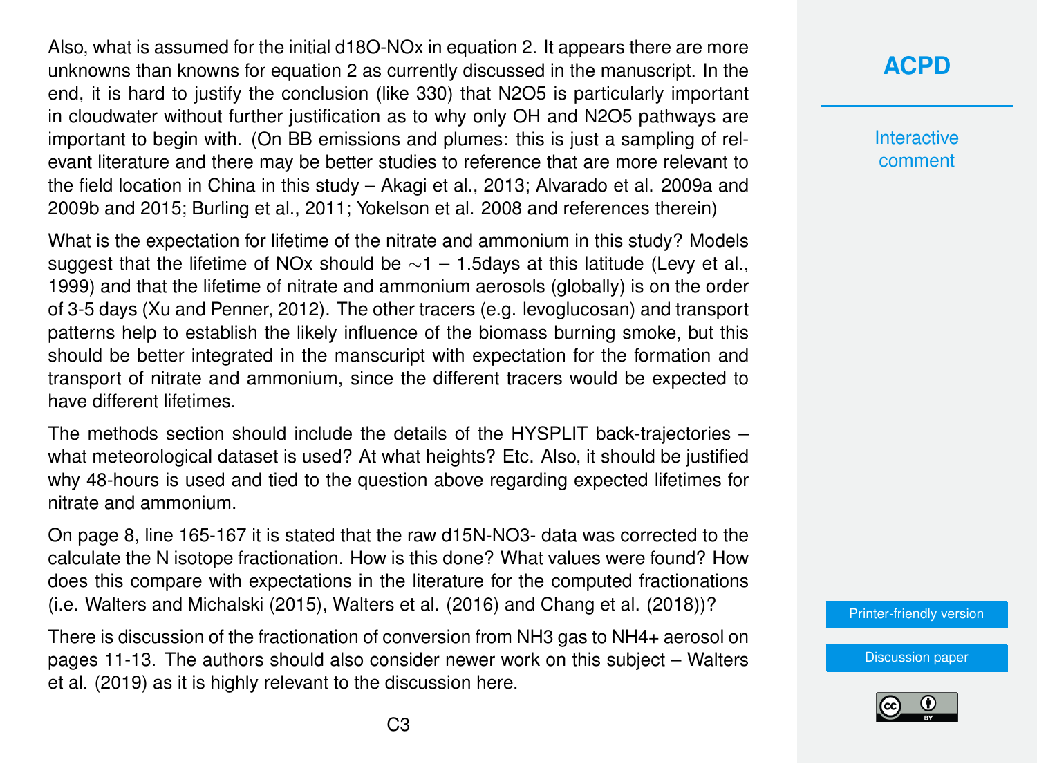Also, what is assumed for the initial $d18O-NO_x$ in equation 2. It appears there are more unknowns than knowns for equation 2 as currently discussed in the manuscript. In the end, it is hard to justify the conclusion (like 330) that $N_2O_5$ is particularly important in cloudwater without further justification as to why only OH and $N_2O_5$ pathways are important to begin with. (On BB emissions and plumes: this is just a sampling of relevant literature and there may be better studies to reference that are more relevant to the field location in China in this study – Akagi et al., 2013; Alvarado et al. 2009a and 2009b and 2015; Burling et al., 2011; Yokelson et al. 2008 and references therein)

What is the expectation for lifetime of the nitrate and ammonium in this study? Models suggest that the lifetime of $NO_x$ should be ~1 – 1.5days at this latitude (Levy et al., 1999) and that the lifetime of nitrate and ammonium aerosols (globally) is on the order of 3-5 days (Xu and Penner, 2012). The other tracers (e.g. levoglucosan) and transport patterns help to establish the likely influence of the biomass burning smoke, but this should be better integrated in the manscuript with expectation for the formation and transport of nitrate and ammonium, since the different tracers would be expected to have different lifetimes.

The methods section should include the details of the HYSPLIT back-trajectories – what meteorological dataset is used? At what heights? Etc. Also, it should be justified why 48-hours is used and tied to the question above regarding expected lifetimes for nitrate and ammonium.

On page 8, line 165-167 it is stated that the raw $d15N-NO_3^-$ data was corrected to the calculate the N isotope fractionation. How is this done? What values were found? How does this compare with expectations in the literature for the computed fractionations (i.e. Walters and Michalski (2015), Walters et al. (2016) and Chang et al. (2018))?

There is discussion of the fractionation of conversion from $NH_3$ gas to $NH_4^+$ aerosol on pages 11-13. The authors should also consider newer work on this subject – Walters et al. (2019) as it is highly relevant to the discussion here.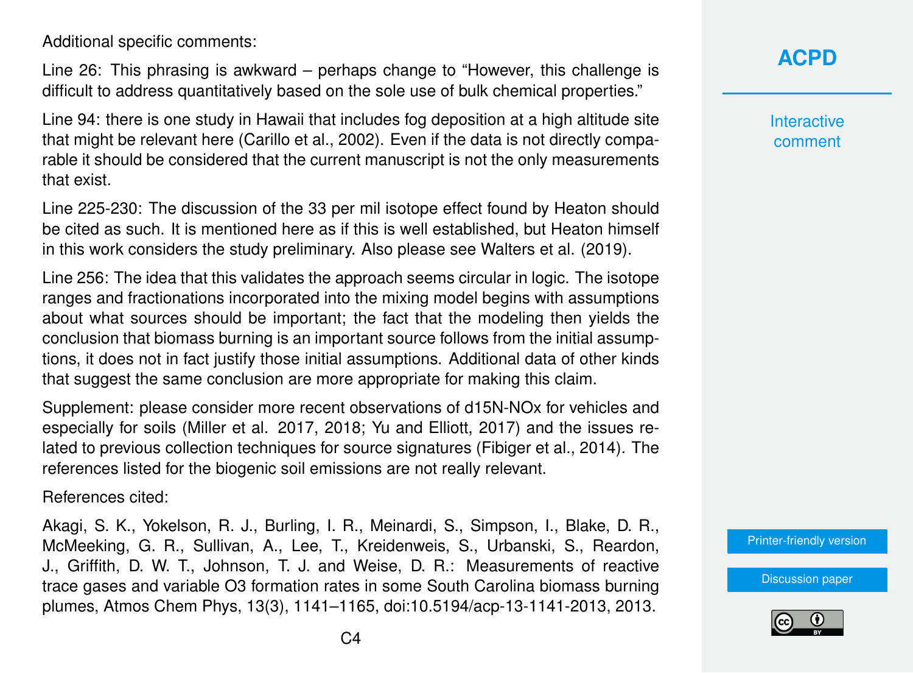Additional specific comments:

Line 26: This phrasing is awkward – perhaps change to "However, this challenge is difficult to address quantitatively based on the sole use of bulk chemical properties."

Line 94: there is one study in Hawaii that includes fog deposition at a high altitude site that might be relevant here (Carillo et al., 2002). Even if the data is not directly comparable it should be considered that the current manuscript is not the only measurements that exist.

Line 225-230: The discussion of the 33 per mil isotope effect found by Heaton should be cited as such. It is mentioned here as if this is well established, but Heaton himself in this work considers the study preliminary. Also please see Walters et al. (2019).

Line 256: The idea that this validates the approach seems circular in logic. The isotope ranges and fractionations incorporated into the mixing model begins with assumptions about what sources should be important; the fact that the modeling then yields the conclusion that biomass burning is an important source follows from the initial assumptions, it does not in fact justify those initial assumptions. Additional data of other kinds that suggest the same conclusion are more appropriate for making this claim.

Supplement: please consider more recent observations of d15N-NOx for vehicles and especially for soils (Miller et al. 2017, 2018; Yu and Elliott, 2017) and the issues related to previous collection techniques for source signatures (Fibiger et al., 2014). The references listed for the biogenic soil emissions are not really relevant.

References cited:

Akagi, S. K., Yokelson, R. J., Burling, I. R., Meinardi, S., Simpson, I., Blake, D. R., McMeeking, G. R., Sullivan, A., Lee, T., Kreidenweis, S., Urbanski, S., Reardon, J., Griffith, D. W. T., Johnson, T. J. and Weise, D. R.: Measurements of reactive trace gases and variable O3 formation rates in some South Carolina biomass burning plumes, Atmos Chem Phys, 13(3), 1141–1165, doi:10.5194/acp-13-1141-2013, 2013.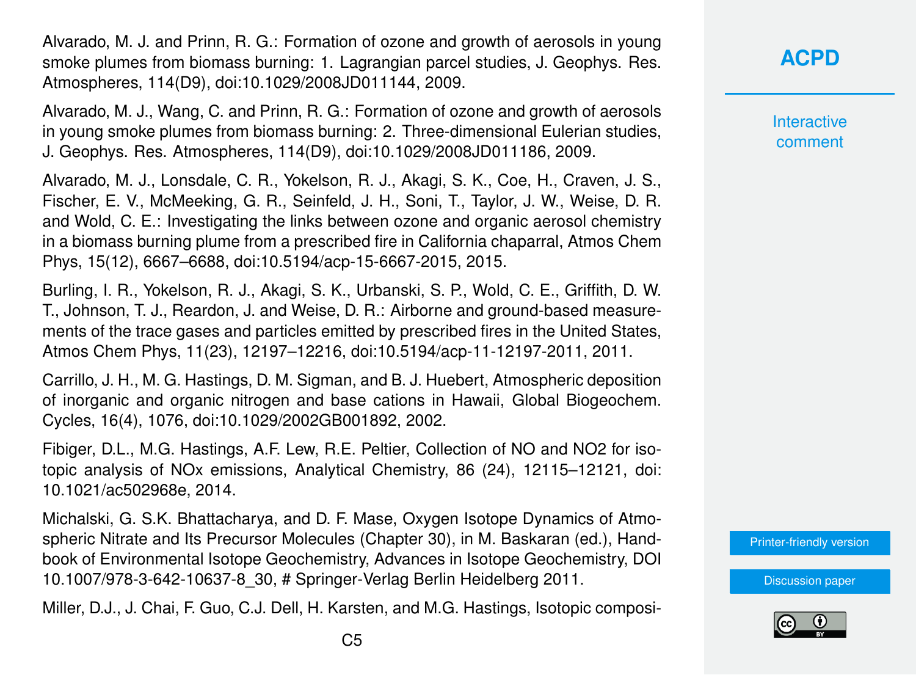Alvarado, M. J. and Prinn, R. G.: Formation of ozone and growth of aerosols in young smoke plumes from biomass burning: 1. Lagrangian parcel studies, J. Geophys. Res. Atmospheres, 114(D9), doi:10.1029/2008JD011144, 2009.

Alvarado, M. J., Wang, C. and Prinn, R. G.: Formation of ozone and growth of aerosols in young smoke plumes from biomass burning: 2. Three-dimensional Eulerian studies, J. Geophys. Res. Atmospheres, 114(D9), doi:10.1029/2008JD011186, 2009.

Alvarado, M. J., Lonsdale, C. R., Yokelson, R. J., Akagi, S. K., Coe, H., Craven, J. S., Fischer, E. V., McMeeking, G. R., Seinfeld, J. H., Soni, T., Taylor, J. W., Weise, D. R. and Wold, C. E.: Investigating the links between ozone and organic aerosol chemistry in a biomass burning plume from a prescribed fire in California chaparral, Atmos Chem Phys, 15(12), 6667–6688, doi:10.5194/acp-15-6667-2015, 2015.

Burling, I. R., Yokelson, R. J., Akagi, S. K., Urbanski, S. P., Wold, C. E., Griffith, D. W. T., Johnson, T. J., Reardon, J. and Weise, D. R.: Airborne and ground-based measurements of the trace gases and particles emitted by prescribed fires in the United States, Atmos Chem Phys, 11(23), 12197–12216, doi:10.5194/acp-11-12197-2011, 2011.

Carrillo, J. H., M. G. Hastings, D. M. Sigman, and B. J. Huebert, Atmospheric deposition of inorganic and organic nitrogen and base cations in Hawaii, Global Biogeochem. Cycles, 16(4), 1076, doi:10.1029/2002GB001892, 2002.

Fibiger, D.L., M.G. Hastings, A.F. Lew, R.E. Peltier, Collection of NO and NO2 for isotopic analysis of NOx emissions, Analytical Chemistry, 86 (24), 12115–12121, doi: 10.1021/ac502968e, 2014.

Michalski, G. S.K. Bhattacharya, and D. F. Mase, Oxygen Isotope Dynamics of Atmospheric Nitrate and Its Precursor Molecules (Chapter 30), in M. Baskaran (ed.), Handbook of Environmental Isotope Geochemistry, Advances in Isotope Geochemistry, DOI 10.1007/978-3-642-10637-8_30, # Springer-Verlag Berlin Heidelberg 2011.

Miller, D.J., J. Chai, F. Guo, C.J. Dell, H. Karsten, and M.G. Hastings, Isotopic composi-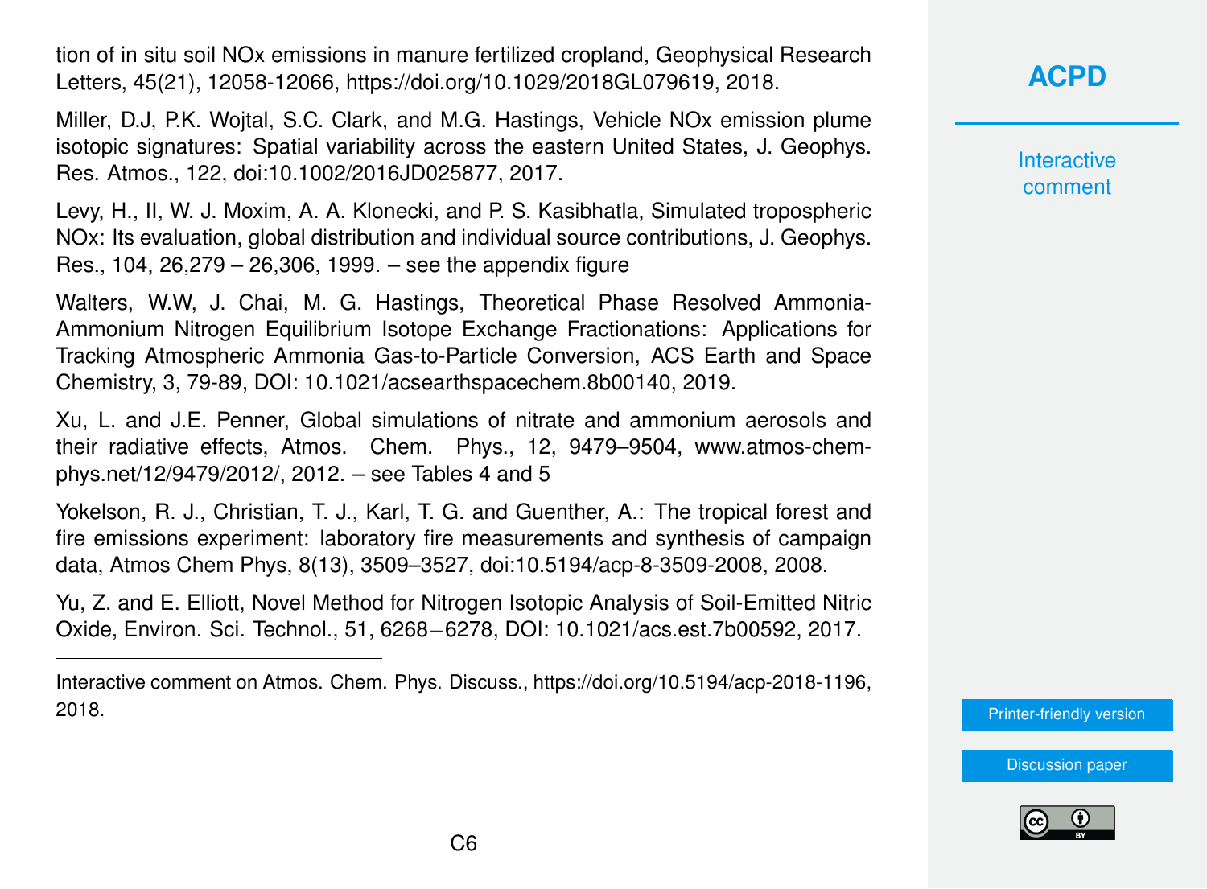tion of in situ soil NOx emissions in manure fertilized cropland, Geophysical Research Letters, 45(21), 12058-12066, https://doi.org/10.1029/2018GL079619, 2018.

Miller, D.J, P.K. Wojtal, S.C. Clark, and M.G. Hastings, Vehicle NOx emission plume isotopic signatures: Spatial variability across the eastern United States, J. Geophys. Res. Atmos., 122, doi:10.1002/2016JD025877, 2017.

Levy, H., II, W. J. Moxim, A. A. Klonecki, and P. S. Kasibhatla, Simulated tropospheric NOx: Its evaluation, global distribution and individual source contributions, J. Geophys. Res., 104, 26,279 – 26,306, 1999. – see the appendix figure

Walters, W.W, J. Chai, M. G. Hastings, Theoretical Phase Resolved Ammonia-Ammonium Nitrogen Equilibrium Isotope Exchange Fractionations: Applications for Tracking Atmospheric Ammonia Gas-to-Particle Conversion, ACS Earth and Space Chemistry, 3, 79-89, DOI: 10.1021/acsearthspacechem.8b00140, 2019.

Xu, L. and J.E. Penner, Global simulations of nitrate and ammonium aerosols and their radiative effects, Atmos. Chem. Phys., 12, 9479–9504, www.atmos-chem-phys.net/12/9479/2012/, 2012. – see Tables 4 and 5

Yokelson, R. J., Christian, T. J., Karl, T. G. and Guenther, A.: The tropical forest and fire emissions experiment: laboratory fire measurements and synthesis of campaign data, Atmos Chem Phys, 8(13), 3509–3527, doi:10.5194/acp-8-3509-2008, 2008.

Yu, Z. and E. Elliott, Novel Method for Nitrogen Isotopic Analysis of Soil-Emitted Nitric Oxide, Environ. Sci. Technol., 51, 6268−6278, DOI: 10.1021/acs.est.7b00592, 2017.

---

Interactive comment on Atmos. Chem. Phys. Discuss., https://doi.org/10.5194/acp-2018-1196, 2018.